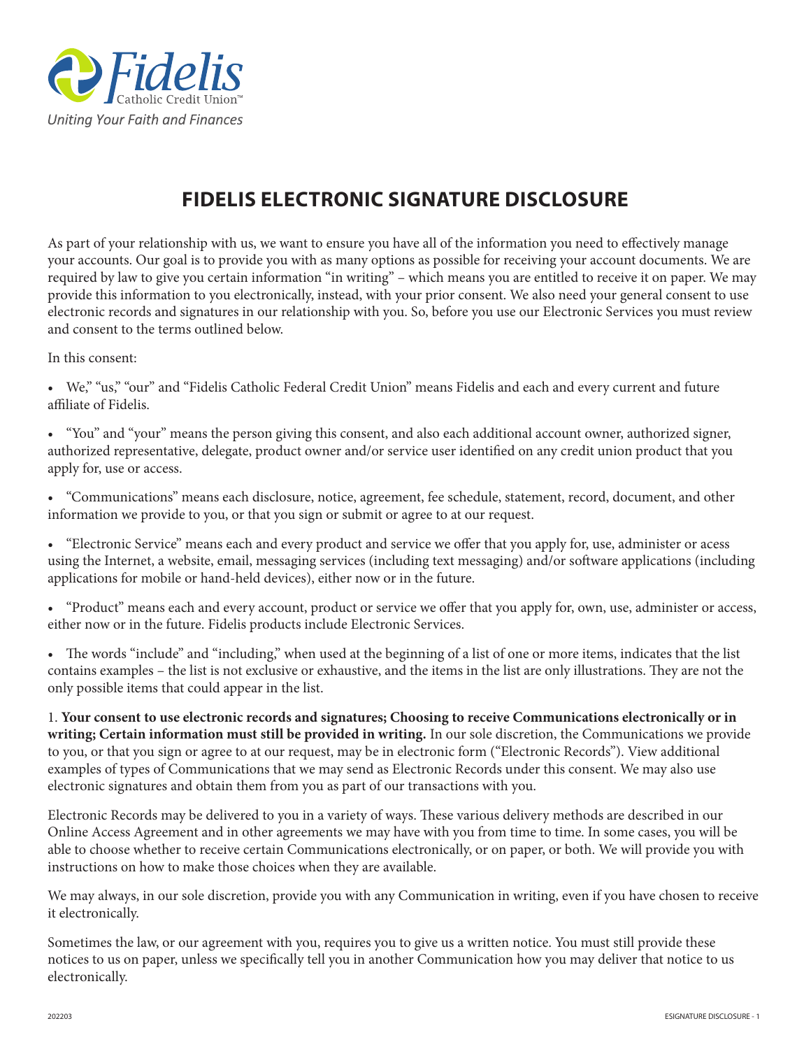Fidelis Catholic Credit Union™

*Uniting Your Faith and Finances*

# FIDELIS ELECTRONIC SIGNATURE DISCLOSURE

As part of your relationship with us, we want to ensure you have all of the information you need to effectively manage your accounts. Our goal is to provide you with as many options as possible for receiving your account documents. We are required by law to give you certain information "in writing" – which means you are entitled to receive it on paper. We may provide this information to you electronically, instead, with your prior consent. We also need your general consent to use electronic records and signatures in our relationship with you. So, before you use our Electronic Services you must review and consent to the terms outlined below.

In this consent:

- We," "us," "our" and "Fidelis Catholic Federal Credit Union" means Fidelis and each and every current and future affiliate of Fidelis.
- "You" and "your" means the person giving this consent, and also each additional account owner, authorized signer, authorized representative, delegate, product owner and/or service user identified on any credit union product that you apply for, use or access.
- "Communications" means each disclosure, notice, agreement, fee schedule, statement, record, document, and other information we provide to you, or that you sign or submit or agree to at our request.
- "Electronic Service" means each and every product and service we offer that you apply for, use, administer or acess using the Internet, a website, email, messaging services (including text messaging) and/or software applications (including applications for mobile or hand-held devices), either now or in the future.
- "Product" means each and every account, product or service we offer that you apply for, own, use, administer or access, either now or in the future. Fidelis products include Electronic Services.
- The words "include" and "including," when used at the beginning of a list of one or more items, indicates that the list contains examples – the list is not exclusive or exhaustive, and the items in the list are only illustrations. They are not the only possible items that could appear in the list.

1. **Your consent to use electronic records and signatures; Choosing to receive Communications electronically or in writing; Certain information must still be provided in writing.** In our sole discretion, the Communications we provide to you, or that you sign or agree to at our request, may be in electronic form ("Electronic Records"). View additional examples of types of Communications that we may send as Electronic Records under this consent. We may also use electronic signatures and obtain them from you as part of our transactions with you.

Electronic Records may be delivered to you in a variety of ways. These various delivery methods are described in our Online Access Agreement and in other agreements we may have with you from time to time. In some cases, you will be able to choose whether to receive certain Communications electronically, or on paper, or both. We will provide you with instructions on how to make those choices when they are available.

We may always, in our sole discretion, provide you with any Communication in writing, even if you have chosen to receive it electronically.

Sometimes the law, or our agreement with you, requires you to give us a written notice. You must still provide these notices to us on paper, unless we specifically tell you in another Communication how you may deliver that notice to us electronically.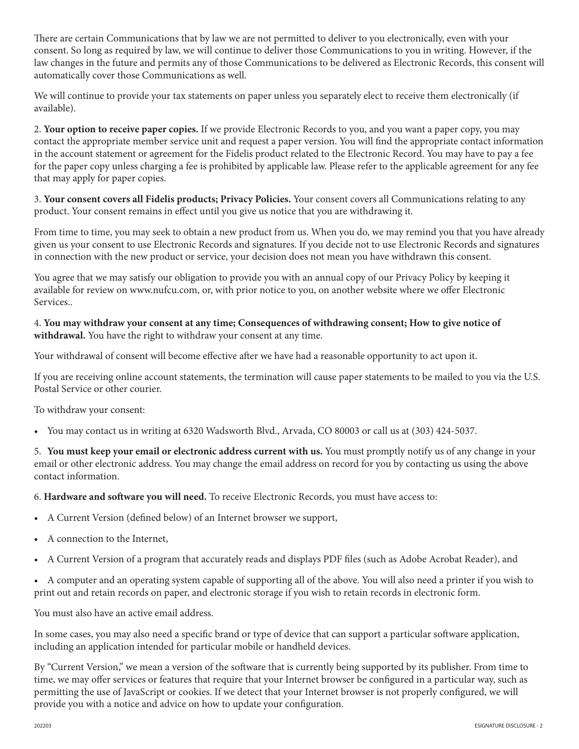There are certain Communications that by law we are not permitted to deliver to you electronically, even with your consent. So long as required by law, we will continue to deliver those Communications to you in writing. However, if the law changes in the future and permits any of those Communications to be delivered as Electronic Records, this consent will automatically cover those Communications as well.

We will continue to provide your tax statements on paper unless you separately elect to receive them electronically (if available).

2. **Your option to receive paper copies.** If we provide Electronic Records to you, and you want a paper copy, you may contact the appropriate member service unit and request a paper version. You will find the appropriate contact information in the account statement or agreement for the Fidelis product related to the Electronic Record. You may have to pay a fee for the paper copy unless charging a fee is prohibited by applicable law. Please refer to the applicable agreement for any fee that may apply for paper copies.

3. **Your consent covers all Fidelis products; Privacy Policies.** Your consent covers all Communications relating to any product. Your consent remains in effect until you give us notice that you are withdrawing it.

From time to time, you may seek to obtain a new product from us. When you do, we may remind you that you have already given us your consent to use Electronic Records and signatures. If you decide not to use Electronic Records and signatures in connection with the new product or service, your decision does not mean you have withdrawn this consent.

You agree that we may satisfy our obligation to provide you with an annual copy of our Privacy Policy by keeping it available for review on www.nufcu.com, or, with prior notice to you, on another website where we offer Electronic Services..

4. **You may withdraw your consent at any time; Consequences of withdrawing consent; How to give notice of withdrawal.** You have the right to withdraw your consent at any time.

Your withdrawal of consent will become effective after we have had a reasonable opportunity to act upon it.

If you are receiving online account statements, the termination will cause paper statements to be mailed to you via the U.S. Postal Service or other courier.

To withdraw your consent:

- You may contact us in writing at 6320 Wadsworth Blvd., Arvada, CO 80003 or call us at (303) 424-5037.

5. **You must keep your email or electronic address current with us.** You must promptly notify us of any change in your email or other electronic address. You may change the email address on record for you by contacting us using the above contact information.

6. **Hardware and software you will need.** To receive Electronic Records, you must have access to:

- A Current Version (defined below) of an Internet browser we support,
- A connection to the Internet,
- A Current Version of a program that accurately reads and displays PDF files (such as Adobe Acrobat Reader), and
- A computer and an operating system capable of supporting all of the above. You will also need a printer if you wish to print out and retain records on paper, and electronic storage if you wish to retain records in electronic form.

You must also have an active email address.

In some cases, you may also need a specific brand or type of device that can support a particular software application, including an application intended for particular mobile or handheld devices.

By "Current Version," we mean a version of the software that is currently being supported by its publisher. From time to time, we may offer services or features that require that your Internet browser be configured in a particular way, such as permitting the use of JavaScript or cookies. If we detect that your Internet browser is not properly configured, we will provide you with a notice and advice on how to update your configuration.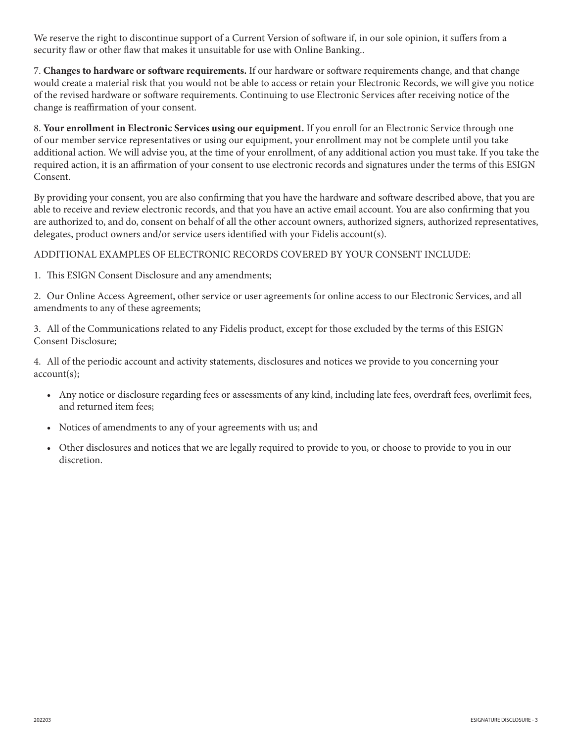We reserve the right to discontinue support of a Current Version of software if, in our sole opinion, it suffers from a security flaw or other flaw that makes it unsuitable for use with Online Banking..

7. **Changes to hardware or software requirements.** If our hardware or software requirements change, and that change would create a material risk that you would not be able to access or retain your Electronic Records, we will give you notice of the revised hardware or software requirements. Continuing to use Electronic Services after receiving notice of the change is reaffirmation of your consent.

8. **Your enrollment in Electronic Services using our equipment.** If you enroll for an Electronic Service through one of our member service representatives or using our equipment, your enrollment may not be complete until you take additional action. We will advise you, at the time of your enrollment, of any additional action you must take. If you take the required action, it is an affirmation of your consent to use electronic records and signatures under the terms of this ESIGN Consent.

By providing your consent, you are also confirming that you have the hardware and software described above, that you are able to receive and review electronic records, and that you have an active email account. You are also confirming that you are authorized to, and do, consent on behalf of all the other account owners, authorized signers, authorized representatives, delegates, product owners and/or service users identified with your Fidelis account(s).

ADDITIONAL EXAMPLES OF ELECTRONIC RECORDS COVERED BY YOUR CONSENT INCLUDE:

1. This ESIGN Consent Disclosure and any amendments;

2. Our Online Access Agreement, other service or user agreements for online access to our Electronic Services, and all amendments to any of these agreements;

3. All of the Communications related to any Fidelis product, except for those excluded by the terms of this ESIGN Consent Disclosure;

4. All of the periodic account and activity statements, disclosures and notices we provide to you concerning your account(s);

- Any notice or disclosure regarding fees or assessments of any kind, including late fees, overdraft fees, overlimit fees, and returned item fees;
- Notices of amendments to any of your agreements with us; and
- Other disclosures and notices that we are legally required to provide to you, or choose to provide to you in our discretion.